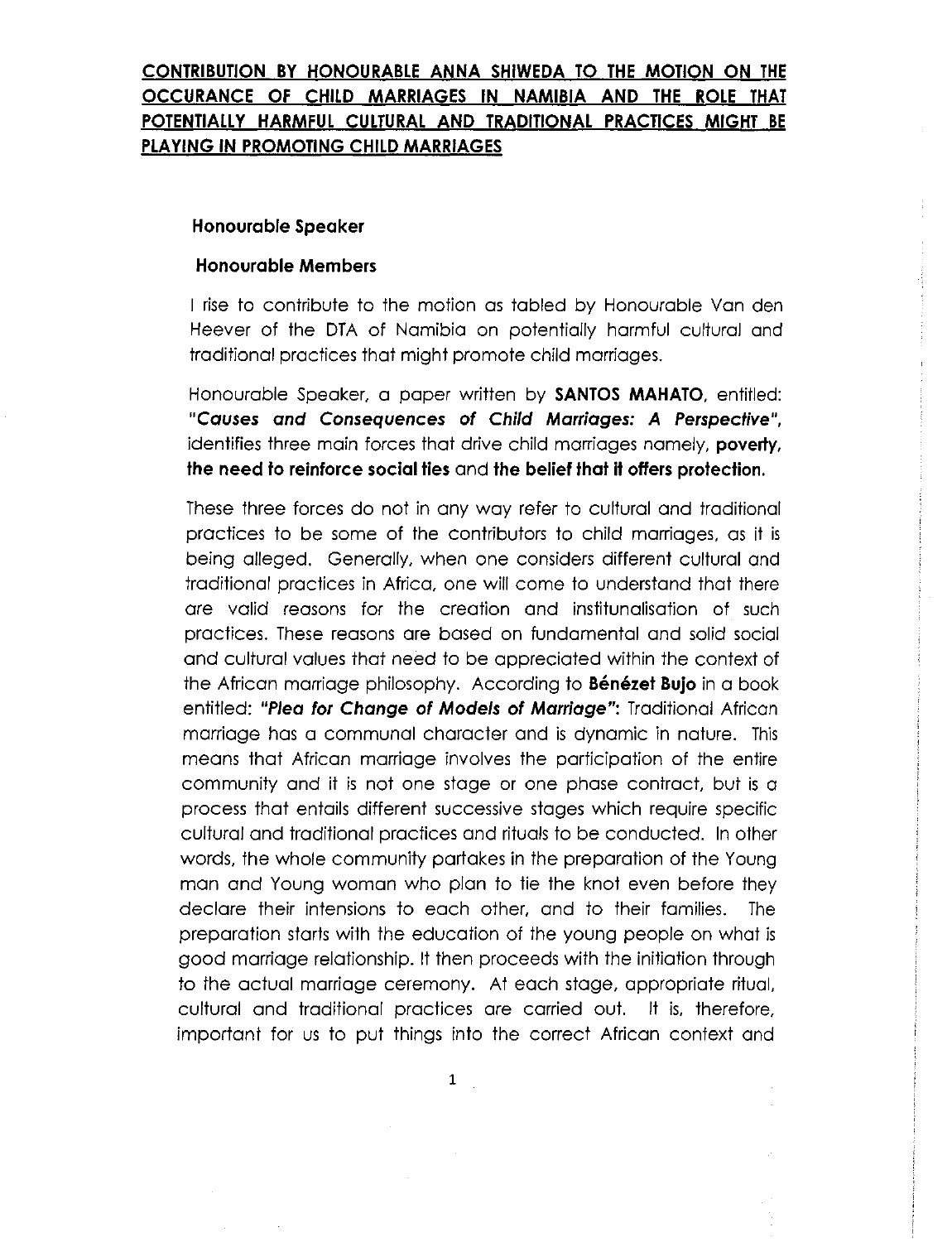**CONTRIBUTION BY HONOURABLE ANNA SHIWEDA TO THE MOTION ON THE OCCURANCE OF CHILD MARRIAGES IN NAMIBIA AND THE ROLE THAT POTENTIALLY HARMFUL CULTURAL AND TRADITIONAL PRACTICES MIGHT BE PLAYING IN PROMOTING CHILD MARRIAGES**

**Honourable Speaker**

**Honourable Members**

I rise to contribute to the motion as tabled by Honourable Van den Heever of the DTA of Namibia on potentially harmful cultural and traditional practices that might promote child marriages.

Honourable Speaker, a paper written by **SANTOS MAHATO**, entitled: ***"Causes and Consequences of Child Marriages: A Perspective"***, identifies three main forces that drive child marriages namely, **poverty**, **the need to reinforce social ties** and **the belief that it offers protection.**

These three forces do not in any way refer to cultural and traditional practices to be some of the contributors to child marriages, as it is being alleged. Generally, when one considers different cultural and traditional practices in Africa, one will come to understand that there are valid reasons for the creation and institunalisation of such practices. These reasons are based on fundamental and solid social and cultural values that need to be appreciated within the context of the African marriage philosophy. According to **Bénézet Bujo** in a book entitled: ***"Plea for Change of Models of Marriage"***: Traditional African marriage has a communal character and is dynamic in nature. This means that African marriage involves the participation of the entire community and it is not one stage or one phase contract, but is a process that entails different successive stages which require specific cultural and traditional practices and rituals to be conducted. In other words, the whole community partakes in the preparation of the Young man and Young woman who plan to tie the knot even before they declare their intensions to each other, and to their families. The preparation starts with the education of the young people on what is good marriage relationship. It then proceeds with the initiation through to the actual marriage ceremony. At each stage, appropriate ritual, cultural and traditional practices are carried out. It is, therefore, important for us to put things into the correct African context and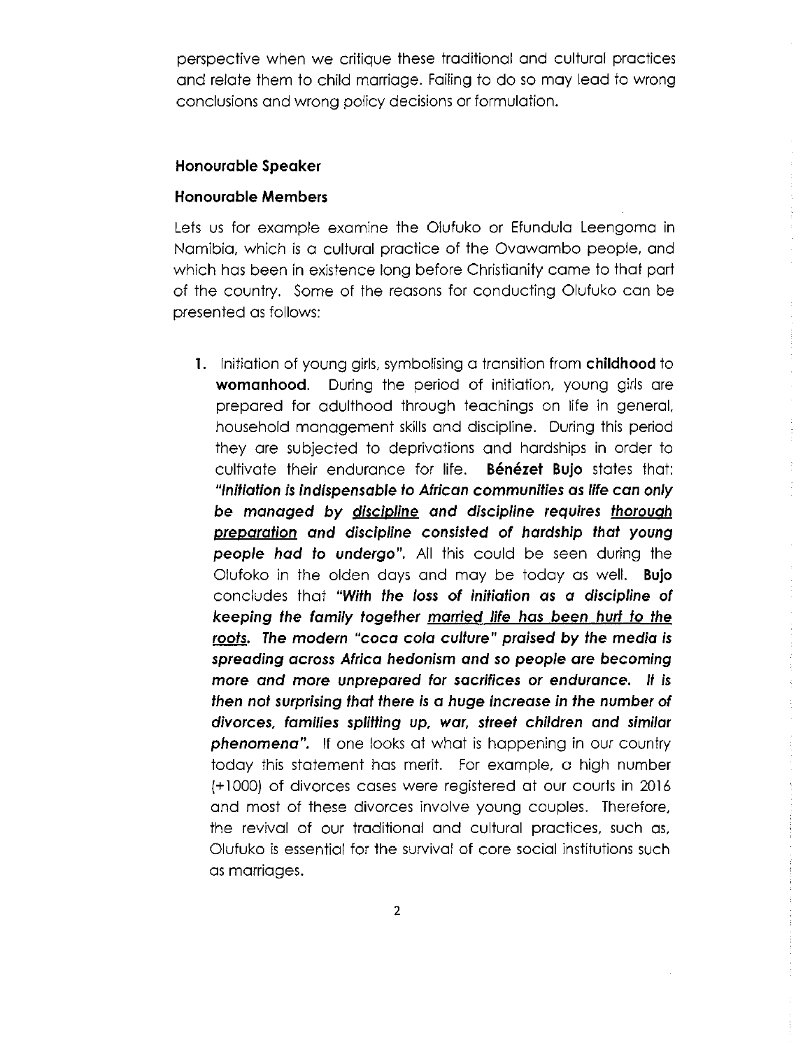perspective when we critique these traditional and cultural practices and relate them to child marriage. Failing to do so may lead to wrong conclusions and wrong policy decisions or formulation.

**Honourable Speaker**

**Honourable Members**

Lets us for example examine the Olufuko or Efundula Leengoma in Namibia, which is a cultural practice of the Ovawambo people, and which has been in existence long before Christianity came to that part of the country. Some of the reasons for conducting Olufuko can be presented as follows:

1. Initiation of young girls, symbolising a transition from **childhood** to **womanhood**. During the period of initiation, young girls are prepared for adulthood through teachings on life in general, household management skills and discipline. During this period they are subjected to deprivations and hardships in order to cultivate their endurance for life. **Bénézet Bujo** states that: ***"Initiation is indispensable to African communities as life can only be managed by <u>discipline</u> and discipline requires <u>thorough preparation</u> and discipline consisted of hardship that young people had to undergo".*** All this could be seen during the Olufoko in the olden days and may be today as well. **Bujo** concludes that ***"With the loss of initiation as a discipline of keeping the family together <u>married life has been hurt to the roots</u>. The modern "coca cola culture" praised by the media is spreading across Africa hedonism and so people are becoming more and more unprepared for sacrifices or endurance. It is then not surprising that there is a huge increase in the number of divorces, families splitting up, war, street children and similar phenomena".*** If one looks at what is happening in our country today this statement has merit. For example, a high number (+1000) of divorces cases were registered at our courts in 2016 and most of these divorces involve young couples. Therefore, the revival of our traditional and cultural practices, such as, Olufuko is essential for the survival of core social institutions such as marriages.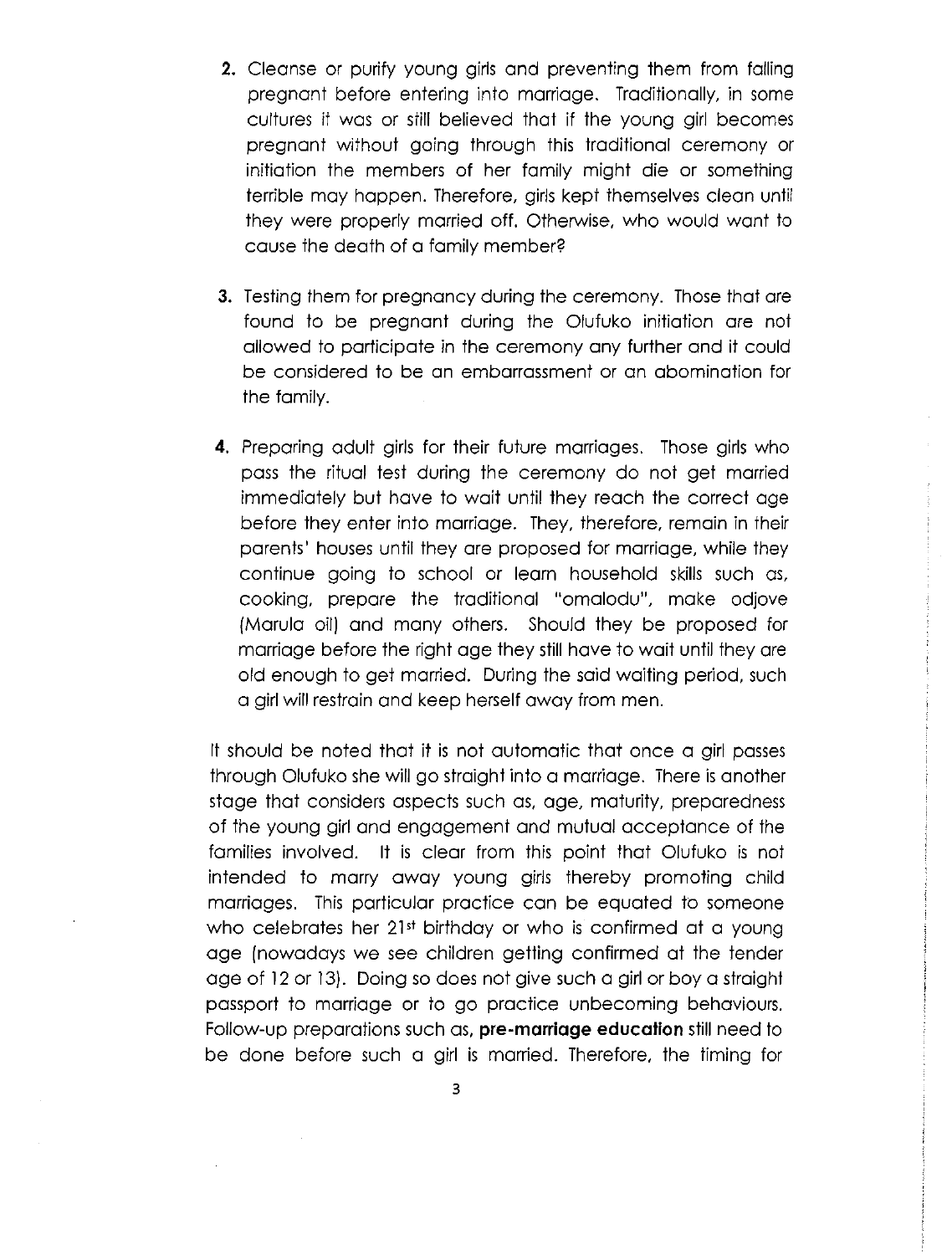2. Cleanse or purify young girls and preventing them from falling pregnant before entering into marriage. Traditionally, in some cultures it was or still believed that if the young girl becomes pregnant without going through this traditional ceremony or initiation the members of her family might die or something terrible may happen. Therefore, girls kept themselves clean until they were properly married off. Otherwise, who would want to cause the death of a family member?

3. Testing them for pregnancy during the ceremony. Those that are found to be pregnant during the Olufuko initiation are not allowed to participate in the ceremony any further and it could be considered to be an embarrassment or an abomination for the family.

4. Preparing adult girls for their future marriages. Those girls who pass the ritual test during the ceremony do not get married immediately but have to wait until they reach the correct age before they enter into marriage. They, therefore, remain in their parents' houses until they are proposed for marriage, while they continue going to school or learn household skills such as, cooking, prepare the traditional "omalodu", make odjove (Marula oil) and many others. Should they be proposed for marriage before the right age they still have to wait until they are old enough to get married. During the said waiting period, such a girl will restrain and keep herself away from men.

It should be noted that it is not automatic that once a girl passes through Olufuko she will go straight into a marriage. There is another stage that considers aspects such as, age, maturity, preparedness of the young girl and engagement and mutual acceptance of the families involved. It is clear from this point that Olufuko is not intended to marry away young girls thereby promoting child marriages. This particular practice can be equated to someone who celebrates her 21st birthday or who is confirmed at a young age (nowadays we see children getting confirmed at the tender age of 12 or 13). Doing so does not give such a girl or boy a straight passport to marriage or to go practice unbecoming behaviours. Follow-up preparations such as, **pre-marriage education** still need to be done before such a girl is married. Therefore, the timing for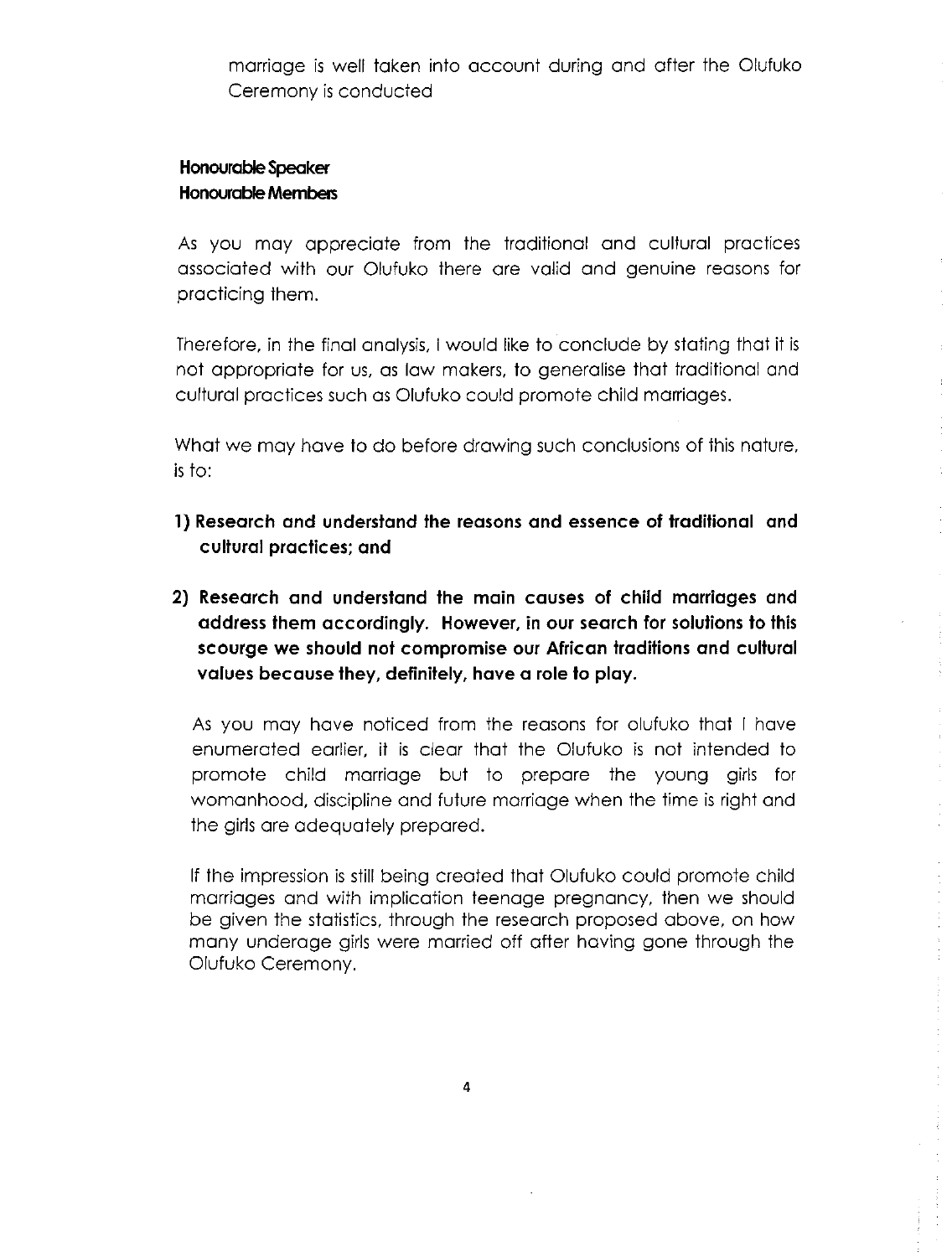marriage is well taken into account during and after the Olufuko Ceremony is conducted

**Honourable Speaker**
**Honourable Members**

As you may appreciate from the traditional and cultural practices associated with our Olufuko there are valid and genuine reasons for practicing them.

Therefore, in the final analysis, I would like to conclude by stating that it is not appropriate for us, as law makers, to generalise that traditional and cultural practices such as Olufuko could promote child marriages.

What we may have to do before drawing such conclusions of this nature, is to:

1) **Research and understand the reasons and essence of traditional and cultural practices; and**

2) **Research and understand the main causes of child marriages and address them accordingly. However, in our search for solutions to this scourge we should not compromise our African traditions and cultural values because they, definitely, have a role to play.**

As you may have noticed from the reasons for olufuko that I have enumerated earlier, it is clear that the Olufuko is not intended to promote child marriage but to prepare the young girls for womanhood, discipline and future marriage when the time is right and the girls are adequately prepared.

If the impression is still being created that Olufuko could promote child marriages and with implication teenage pregnancy, then we should be given the statistics, through the research proposed above, on how many underage girls were married off after having gone through the Olufuko Ceremony.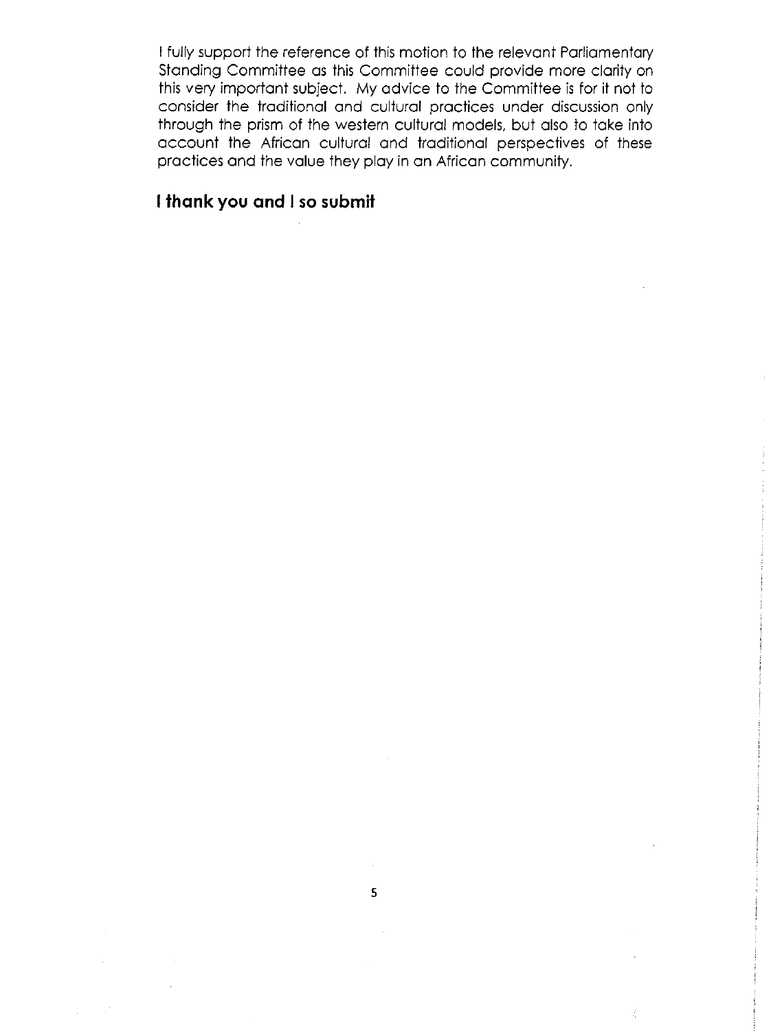I fully support the reference of this motion to the relevant Parliamentary Standing Committee as this Committee could provide more clarity on this very important subject. My advice to the Committee is for it not to consider the traditional and cultural practices under discussion only through the prism of the western cultural models, but also to take into account the African cultural and traditional perspectives of these practices and the value they play in an African community.

## I thank you and I so submit